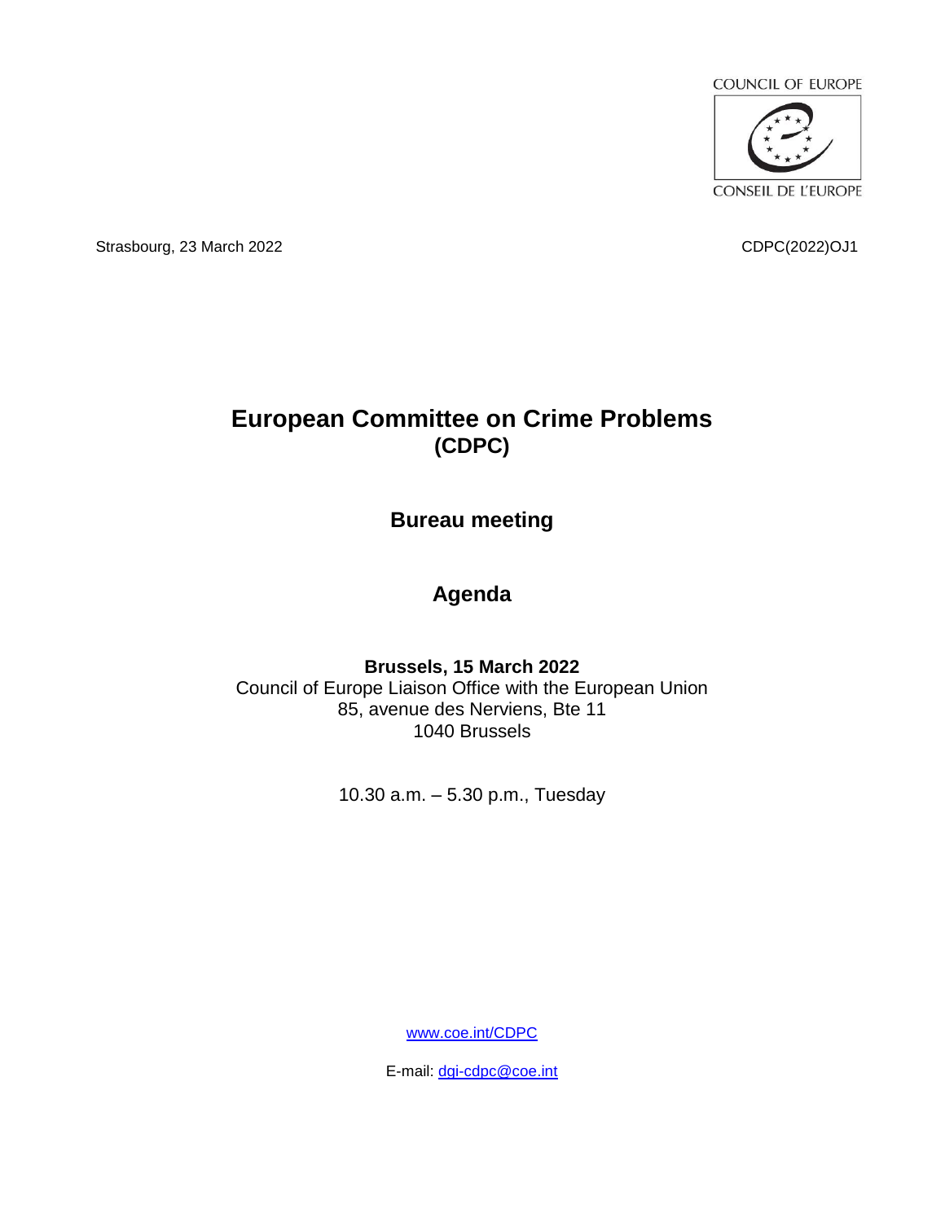COUNCIL OF EUROPE

CONSEIL DE L'EUROPE

Strasbourg, 23 March 2022

CDPC(2022)OJ1

# European Committee on Crime Problems (CDPC)

## Bureau meeting

## Agenda

**Brussels, 15 March 2022**
Council of Europe Liaison Office with the European Union
85, avenue des Nerviens, Bte 11
1040 Brussels

10.30 a.m. – 5.30 p.m., Tuesday

www.coe.int/CDPC

E-mail: dgi-cdpc@coe.int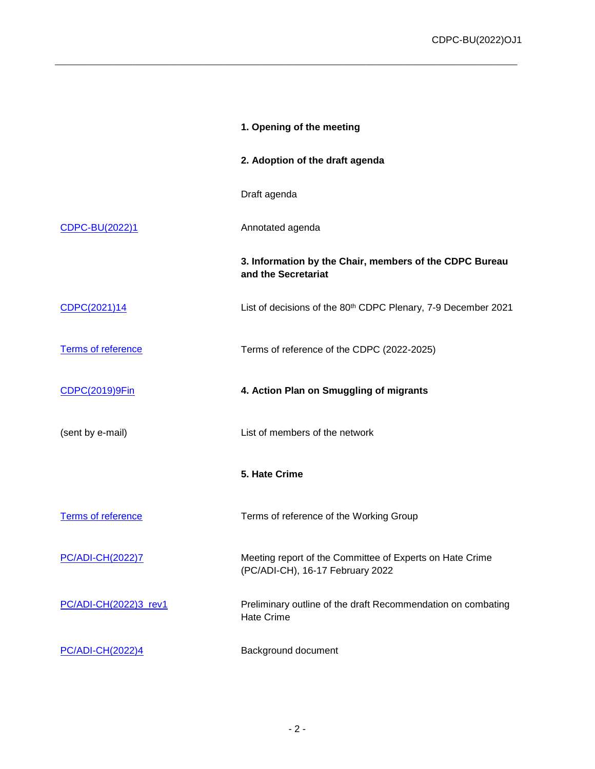| | |
|---|---|
| | **1. Opening of the meeting** |
| | **2. Adoption of the draft agenda** |
| | Draft agenda |
| CDPC-BU(2022)1 | Annotated agenda |
| | **3. Information by the Chair, members of the CDPC Bureau and the Secretariat** |
| CDPC(2021)14 | List of decisions of the 80th CDPC Plenary, 7-9 December 2021 |
| Terms of reference | Terms of reference of the CDPC (2022-2025) |
| CDPC(2019)9Fin | **4. Action Plan on Smuggling of migrants** |
| (sent by e-mail) | List of members of the network |
| | **5. Hate Crime** |
| Terms of reference | Terms of reference of the Working Group |
| PC/ADI-CH(2022)7 | Meeting report of the Committee of Experts on Hate Crime (PC/ADI-CH), 16-17 February 2022 |
| PC/ADI-CH(2022)3_rev1 | Preliminary outline of the draft Recommendation on combating Hate Crime |
| PC/ADI-CH(2022)4 | Background document |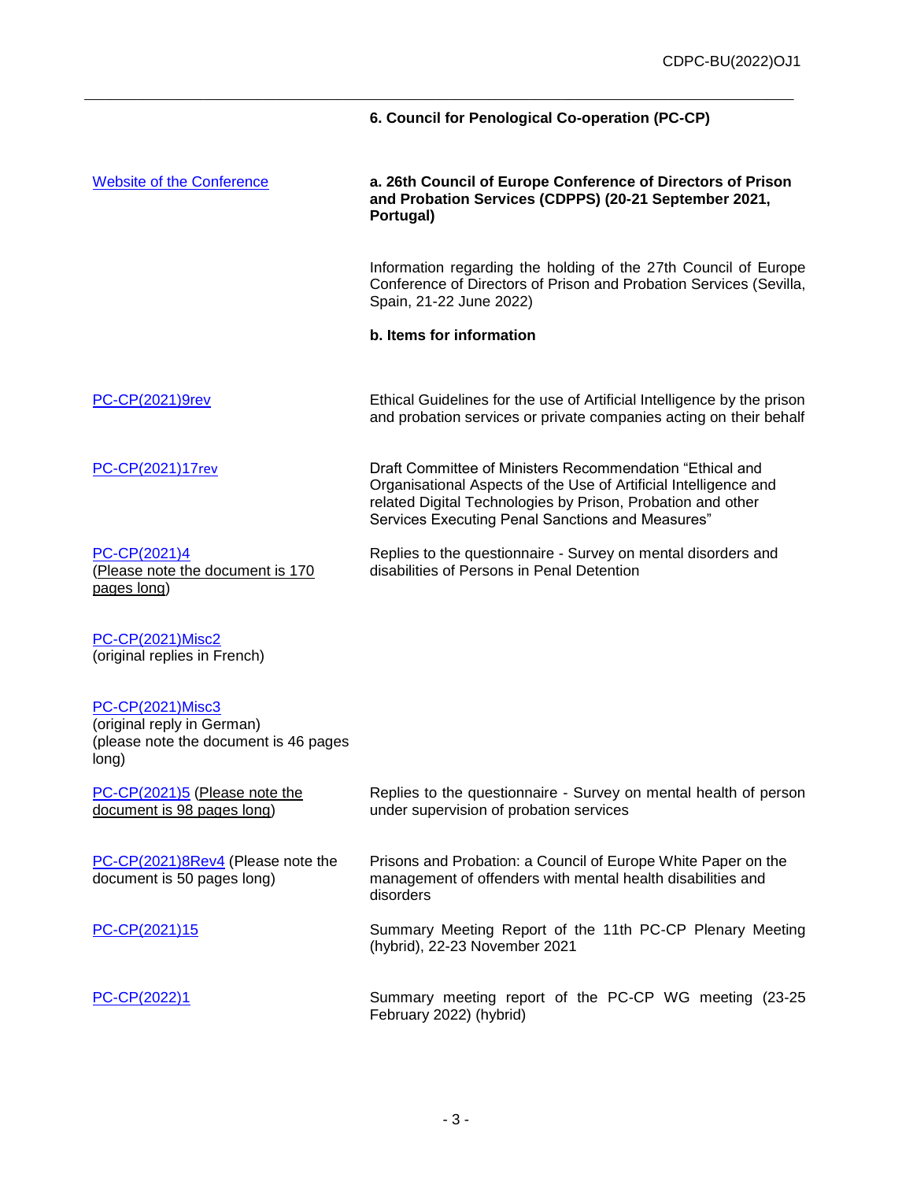### 6. Council for Penological Co-operation (PC-CP)

| | |
|---|---|
| Website of the Conference | **a. 26th Council of Europe Conference of Directors of Prison and Probation Services (CDPPS) (20-21 September 2021, Portugal)** |
| | Information regarding the holding of the 27th Council of Europe Conference of Directors of Prison and Probation Services (Sevilla, Spain, 21-22 June 2022) |
| | **b. Items for information** |
| PC-CP(2021)9rev | Ethical Guidelines for the use of Artificial Intelligence by the prison and probation services or private companies acting on their behalf |
| PC-CP(2021)17rev | Draft Committee of Ministers Recommendation "Ethical and Organisational Aspects of the Use of Artificial Intelligence and related Digital Technologies by Prison, Probation and other Services Executing Penal Sanctions and Measures" |
| PC-CP(2021)4 (Please note the document is 170 pages long) | Replies to the questionnaire - Survey on mental disorders and disabilities of Persons in Penal Detention |
| PC-CP(2021)Misc2 (original replies in French) | |
| PC-CP(2021)Misc3 (original reply in German) (please note the document is 46 pages long) | |
| PC-CP(2021)5 (Please note the document is 98 pages long) | Replies to the questionnaire - Survey on mental health of person under supervision of probation services |
| PC-CP(2021)8Rev4 (Please note the document is 50 pages long) | Prisons and Probation: a Council of Europe White Paper on the management of offenders with mental health disabilities and disorders |
| PC-CP(2021)15 | Summary Meeting Report of the 11th PC-CP Plenary Meeting (hybrid), 22-23 November 2021 |
| PC-CP(2022)1 | Summary meeting report of the PC-CP WG meeting (23-25 February 2022) (hybrid) |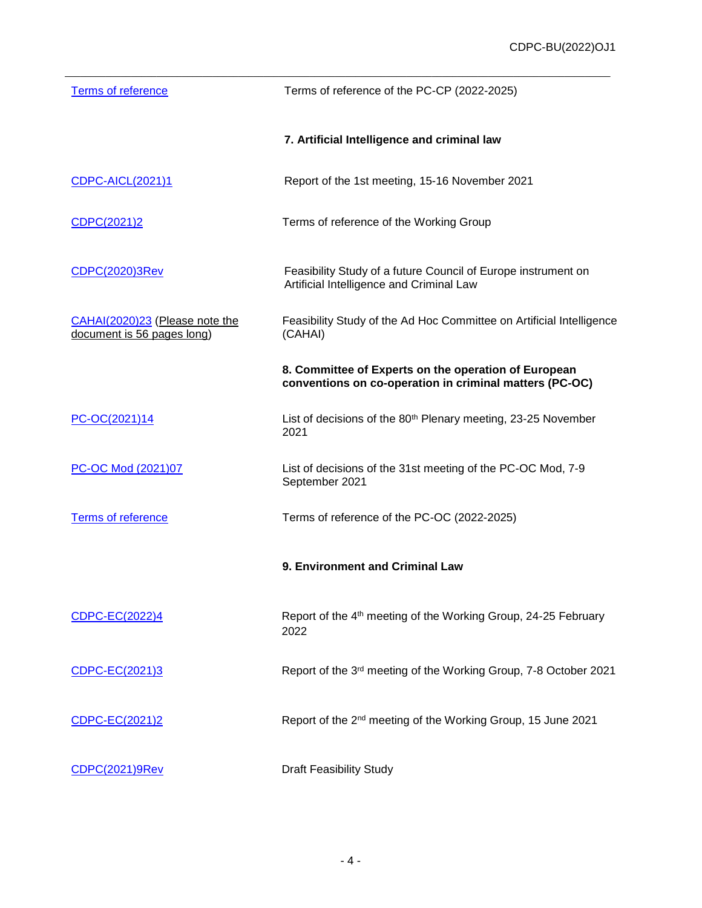| | |
|---|---|
| Terms of reference | Terms of reference of the PC-CP (2022-2025) |
| | **7. Artificial Intelligence and criminal law** |
| CDPC-AICL(2021)1 | Report of the 1st meeting, 15-16 November 2021 |
| CDPC(2021)2 | Terms of reference of the Working Group |
| CDPC(2020)3Rev | Feasibility Study of a future Council of Europe instrument on Artificial Intelligence and Criminal Law |
| CAHAI(2020)23 (Please note the document is 56 pages long) | Feasibility Study of the Ad Hoc Committee on Artificial Intelligence (CAHAI) |
| | **8. Committee of Experts on the operation of European conventions on co-operation in criminal matters (PC-OC)** |
| PC-OC(2021)14 | List of decisions of the 80th Plenary meeting, 23-25 November 2021 |
| PC-OC Mod (2021)07 | List of decisions of the 31st meeting of the PC-OC Mod, 7-9 September 2021 |
| Terms of reference | Terms of reference of the PC-OC (2022-2025) |
| | **9. Environment and Criminal Law** |
| CDPC-EC(2022)4 | Report of the 4th meeting of the Working Group, 24-25 February 2022 |
| CDPC-EC(2021)3 | Report of the 3rd meeting of the Working Group, 7-8 October 2021 |
| CDPC-EC(2021)2 | Report of the 2nd meeting of the Working Group, 15 June 2021 |
| CDPC(2021)9Rev | Draft Feasibility Study |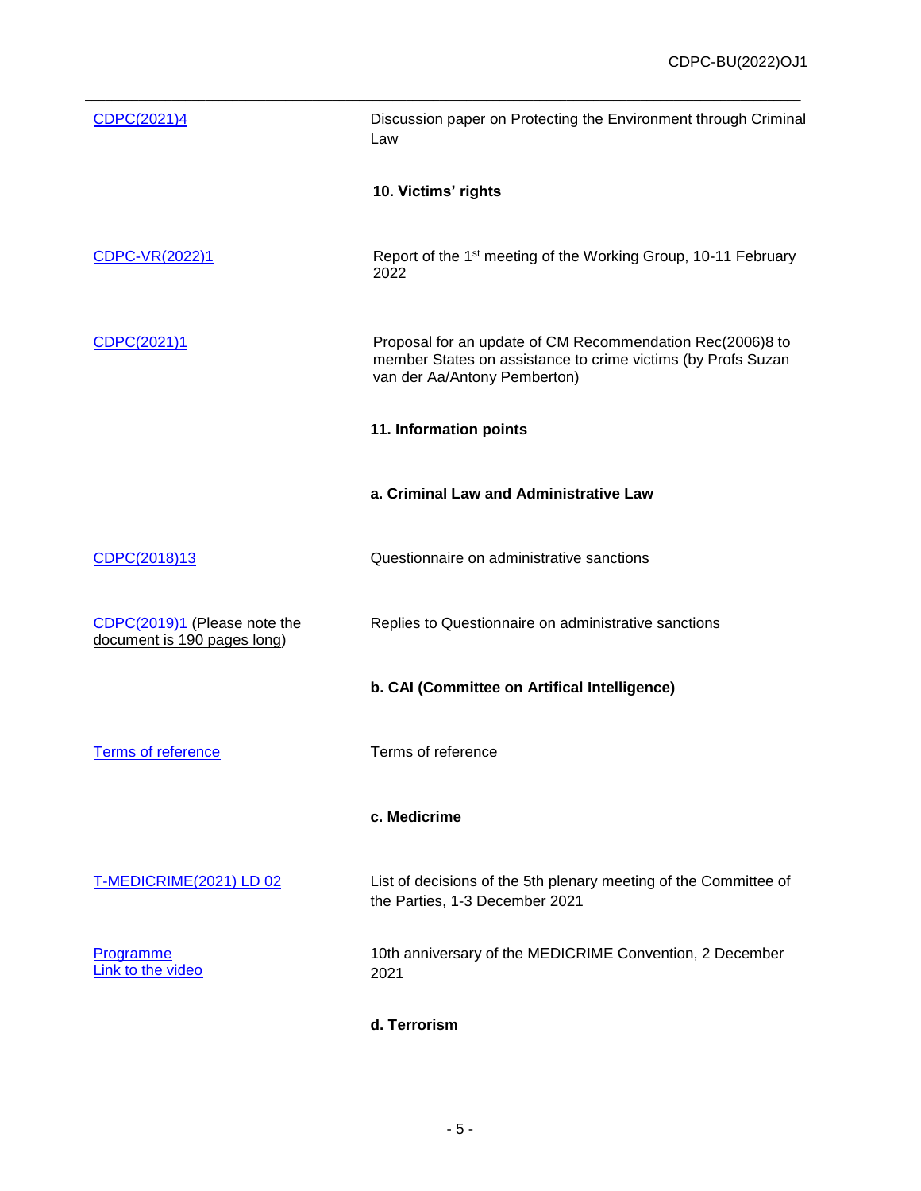| | |
|---|---|
| CDPC(2021)4 | Discussion paper on Protecting the Environment through Criminal Law |
| | **10. Victims' rights** |
| CDPC-VR(2022)1 | Report of the 1st meeting of the Working Group, 10-11 February 2022 |
| CDPC(2021)1 | Proposal for an update of CM Recommendation Rec(2006)8 to member States on assistance to crime victims (by Profs Suzan van der Aa/Antony Pemberton) |
| | **11. Information points** |
| | **a. Criminal Law and Administrative Law** |
| CDPC(2018)13 | Questionnaire on administrative sanctions |
| CDPC(2019)1 (Please note the document is 190 pages long) | Replies to Questionnaire on administrative sanctions |
| | **b. CAI (Committee on Artifical Intelligence)** |
| Terms of reference | Terms of reference |
| | **c. Medicrime** |
| T-MEDICRIME(2021) LD 02 | List of decisions of the 5th plenary meeting of the Committee of the Parties, 1-3 December 2021 |
| Programme<br>Link to the video | 10th anniversary of the MEDICRIME Convention, 2 December 2021 |
| | **d. Terrorism** |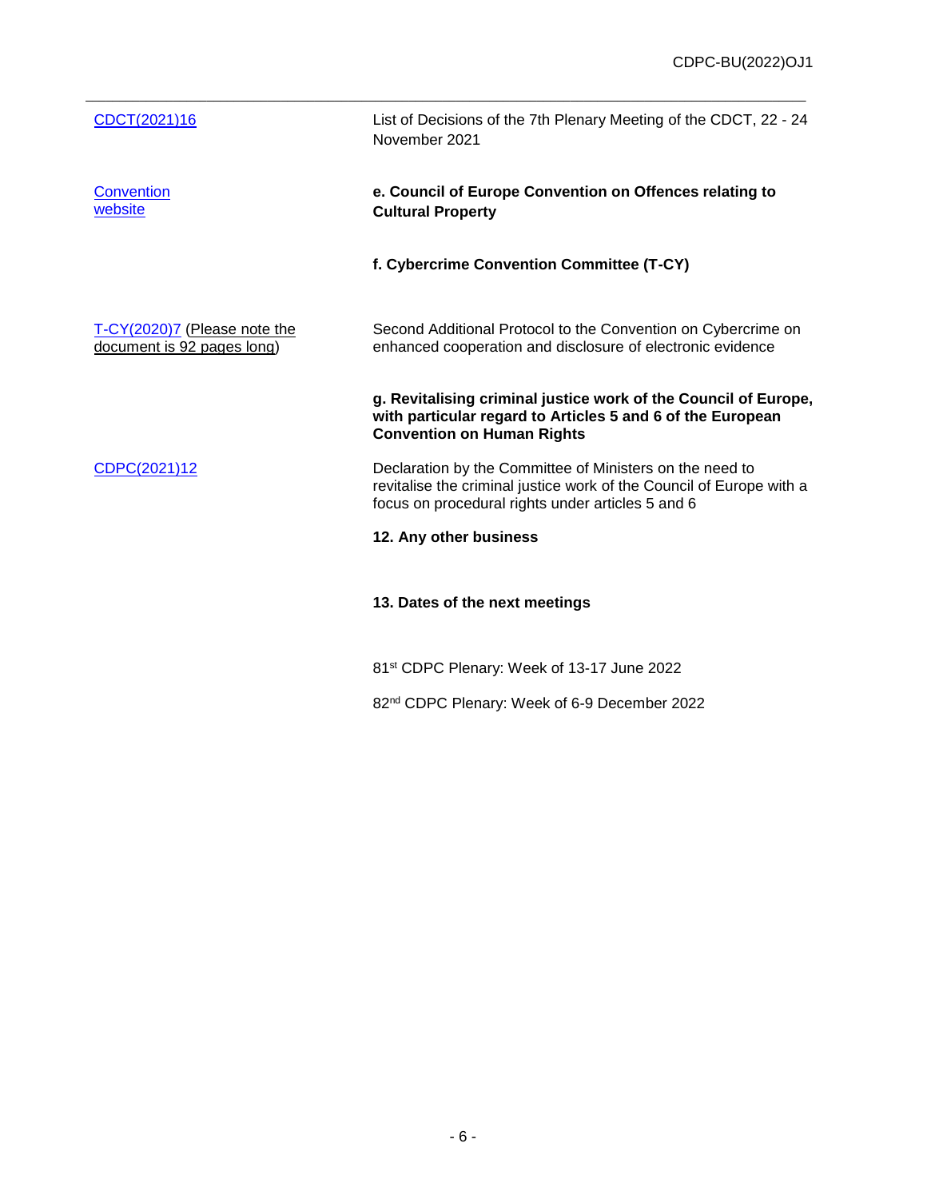| | |
|---|---|
| CDCT(2021)16 | List of Decisions of the 7th Plenary Meeting of the CDCT, 22 - 24 November 2021 |
| Convention website | **e. Council of Europe Convention on Offences relating to Cultural Property** |
| | **f. Cybercrime Convention Committee (T-CY)** |
| T-CY(2020)7 (Please note the document is 92 pages long) | Second Additional Protocol to the Convention on Cybercrime on enhanced cooperation and disclosure of electronic evidence |
| | **g. Revitalising criminal justice work of the Council of Europe, with particular regard to Articles 5 and 6 of the European Convention on Human Rights** |
| CDPC(2021)12 | Declaration by the Committee of Ministers on the need to revitalise the criminal justice work of the Council of Europe with a focus on procedural rights under articles 5 and 6 |

**12. Any other business**

**13. Dates of the next meetings**

81st CDPC Plenary: Week of 13-17 June 2022

82nd CDPC Plenary: Week of 6-9 December 2022